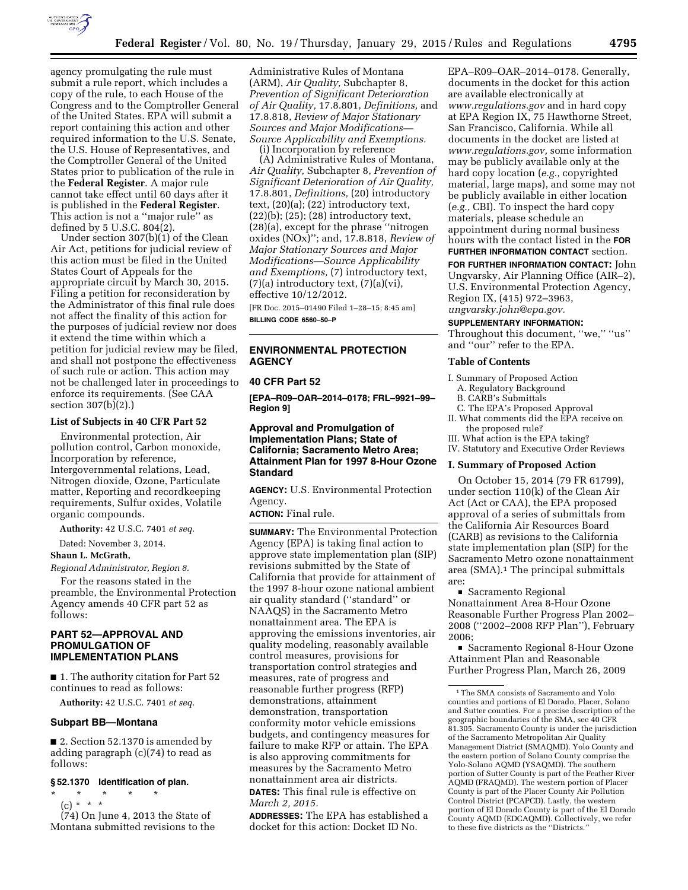agency promulgating the rule must submit a rule report, which includes a copy of the rule, to each House of the Congress and to the Comptroller General of the United States. EPA will submit a report containing this action and other required information to the U.S. Senate, the U.S. House of Representatives, and the Comptroller General of the United States prior to publication of the rule in the **Federal Register**. A major rule cannot take effect until 60 days after it is published in the **Federal Register**. This action is not a ''major rule'' as defined by 5 U.S.C. 804(2).

Under section 307(b)(1) of the Clean Air Act, petitions for judicial review of this action must be filed in the United States Court of Appeals for the appropriate circuit by March 30, 2015. Filing a petition for reconsideration by the Administrator of this final rule does not affect the finality of this action for the purposes of judicial review nor does it extend the time within which a petition for judicial review may be filed, and shall not postpone the effectiveness of such rule or action. This action may not be challenged later in proceedings to enforce its requirements. (See CAA section 307(b)(2).)

### List of Subjects in 40 CFR Part 52

Environmental protection, Air pollution control, Carbon monoxide, Incorporation by reference, Intergovernmental relations, Lead, Nitrogen dioxide, Ozone, Particulate matter, Reporting and recordkeeping requirements, Sulfur oxides, Volatile organic compounds.

**Authority:** 42 U.S.C. 7401 *et seq.*

Dated: November 3, 2014.

**Shaun L. McGrath,**

*Regional Administrator, Region 8.*

For the reasons stated in the preamble, the Environmental Protection Agency amends 40 CFR part 52 as follows:

## PART 52—APPROVAL AND PROMULGATION OF IMPLEMENTATION PLANS

■ 1. The authority citation for Part 52 continues to read as follows:

**Authority:** 42 U.S.C. 7401 *et seq.*

### Subpart BB—Montana

■ 2. Section 52.1370 is amended by adding paragraph (c)(74) to read as follows:

### § 52.1370 Identification of plan.

\* \* \* \* \*

(c) \* \* \*

(74) On June 4, 2013 the State of Montana submitted revisions to the Administrative Rules of Montana (ARM), *Air Quality,* Subchapter 8, *Prevention of Significant Deterioration of Air Quality,* 17.8.801, *Definitions,* and 17.8.818, *Review of Major Stationary Sources and Major Modifications—Source Applicability and Exemptions.*

(i) Incorporation by reference

(A) Administrative Rules of Montana, *Air Quality,* Subchapter 8, *Prevention of Significant Deterioration of Air Quality,* 17.8.801, *Definitions,* (20) introductory text, (20)(a); (22) introductory text, (22)(b); (25); (28) introductory text, (28)(a), except for the phrase ''nitrogen oxides (NOx)''; and, 17.8.818, *Review of Major Stationary Sources and Major Modifications—Source Applicability and Exemptions,* (7) introductory text, (7)(a) introductory text, (7)(a)(vi), effective 10/12/2012.

[FR Doc. 2015–01490 Filed 1–28–15; 8:45 am]

**BILLING CODE 6560–50–P**

## ENVIRONMENTAL PROTECTION AGENCY

### 40 CFR Part 52

**[EPA–R09–OAR–2014–0178; FRL–9921–99–Region 9]**

## Approval and Promulgation of Implementation Plans; State of California; Sacramento Metro Area; Attainment Plan for 1997 8-Hour Ozone Standard

**AGENCY:** U.S. Environmental Protection Agency.

**ACTION:** Final rule.

**SUMMARY:** The Environmental Protection Agency (EPA) is taking final action to approve state implementation plan (SIP) revisions submitted by the State of California that provide for attainment of the 1997 8-hour ozone national ambient air quality standard (''standard'' or NAAQS) in the Sacramento Metro nonattainment area. The EPA is approving the emissions inventories, air quality modeling, reasonably available control measures, provisions for transportation control strategies and measures, rate of progress and reasonable further progress (RFP) demonstrations, attainment demonstration, transportation conformity motor vehicle emissions budgets, and contingency measures for failure to make RFP or attain. The EPA is also approving commitments for measures by the Sacramento Metro nonattainment area air districts.

**DATES:** This final rule is effective on *March 2, 2015.*

**ADDRESSES:** The EPA has established a docket for this action: Docket ID No. EPA–R09–OAR–2014–0178. Generally, documents in the docket for this action are available electronically at *www.regulations.gov* and in hard copy at EPA Region IX, 75 Hawthorne Street, San Francisco, California. While all documents in the docket are listed at *www.regulations.gov,* some information may be publicly available only at the hard copy location (*e.g.,* copyrighted material, large maps), and some may not be publicly available in either location (*e.g.,* CBI). To inspect the hard copy materials, please schedule an appointment during normal business hours with the contact listed in the **FOR FURTHER INFORMATION CONTACT** section.

**FOR FURTHER INFORMATION CONTACT:** John Ungvarsky, Air Planning Office (AIR–2), U.S. Environmental Protection Agency, Region IX, (415) 972–3963, *ungvarsky.john@epa.gov.*

**SUPPLEMENTARY INFORMATION:** Throughout this document, ''we,'' ''us'' and ''our'' refer to the EPA.

### Table of Contents

- I. Summary of Proposed Action
  - A. Regulatory Background
  - B. CARB's Submittals
  - C. The EPA's Proposed Approval
- II. What comments did the EPA receive on the proposed rule?
- III. What action is the EPA taking?
- IV. Statutory and Executive Order Reviews

### I. Summary of Proposed Action

On October 15, 2014 (79 FR 61799), under section 110(k) of the Clean Air Act (Act or CAA), the EPA proposed approval of a series of submittals from the California Air Resources Board (CARB) as revisions to the California state implementation plan (SIP) for the Sacramento Metro ozone nonattainment area (SMA).[1] The principal submittals are:

■ Sacramento Regional Nonattainment Area 8-Hour Ozone Reasonable Further Progress Plan 2002–2008 (''2002–2008 RFP Plan''), February 2006;

■ Sacramento Regional 8-Hour Ozone Attainment Plan and Reasonable Further Progress Plan, March 26, 2009

[1] The SMA consists of Sacramento and Yolo counties and portions of El Dorado, Placer, Solano and Sutter counties. For a precise description of the geographic boundaries of the SMA, see 40 CFR 81.305. Sacramento County is under the jurisdiction of the Sacramento Metropolitan Air Quality Management District (SMAQMD). Yolo County and the eastern portion of Solano County comprise the Yolo-Solano AQMD (YSAQMD). The southern portion of Sutter County is part of the Feather River AQMD (FRAQMD). The western portion of Placer County is part of the Placer County Air Pollution Control District (PCAPCD). Lastly, the western portion of El Dorado County is part of the El Dorado County AQMD (EDCAQMD). Collectively, we refer to these five districts as the ''Districts.''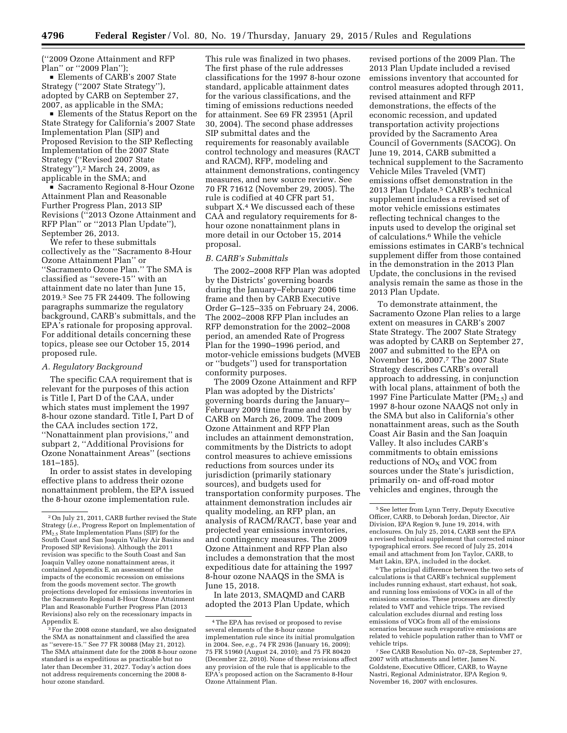("2009 Ozone Attainment and RFP Plan" or "2009 Plan");

- Elements of CARB's 2007 State Strategy ("2007 State Strategy"), adopted by CARB on September 27, 2007, as applicable in the SMA;
- Elements of the Status Report on the State Strategy for California's 2007 State Implementation Plan (SIP) and Proposed Revision to the SIP Reflecting Implementation of the 2007 State Strategy ("Revised 2007 State Strategy"),[2] March 24, 2009, as applicable in the SMA; and
- Sacramento Regional 8-Hour Ozone Attainment Plan and Reasonable Further Progress Plan, 2013 SIP Revisions ("2013 Ozone Attainment and RFP Plan" or "2013 Plan Update"), September 26, 2013.

We refer to these submittals collectively as the "Sacramento 8-Hour Ozone Attainment Plan" or "Sacramento Ozone Plan." The SMA is classified as "severe-15" with an attainment date no later than June 15, 2019.[3] See 75 FR 24409. The following paragraphs summarize the regulatory background, CARB's submittals, and the EPA's rationale for proposing approval. For additional details concerning these topics, please see our October 15, 2014 proposed rule.

### A. Regulatory Background

The specific CAA requirement that is relevant for the purposes of this action is Title I, Part D of the CAA, under which states must implement the 1997 8-hour ozone standard. Title I, Part D of the CAA includes section 172, "Nonattainment plan provisions," and subpart 2, "Additional Provisions for Ozone Nonattainment Areas" (sections 181–185).

In order to assist states in developing effective plans to address their ozone nonattainment problem, the EPA issued the 8-hour ozone implementation rule. This rule was finalized in two phases. The first phase of the rule addresses classifications for the 1997 8-hour ozone standard, applicable attainment dates for the various classifications, and the timing of emissions reductions needed for attainment. See 69 FR 23951 (April 30, 2004). The second phase addresses SIP submittal dates and the requirements for reasonably available control technology and measures (RACT and RACM), RFP, modeling and attainment demonstrations, contingency measures, and new source review. See 70 FR 71612 (November 29, 2005). The rule is codified at 40 CFR part 51, subpart X.[4] We discussed each of these CAA and regulatory requirements for 8-hour ozone nonattainment plans in more detail in our October 15, 2014 proposal.

### B. CARB's Submittals

The 2002–2008 RFP Plan was adopted by the Districts' governing boards during the January–February 2006 time frame and then by CARB Executive Order G–125–335 on February 24, 2006. The 2002–2008 RFP Plan includes an RFP demonstration for the 2002–2008 period, an amended Rate of Progress Plan for the 1990–1996 period, and motor-vehicle emissions budgets (MVEB or "budgets") used for transportation conformity purposes.

The 2009 Ozone Attainment and RFP Plan was adopted by the Districts' governing boards during the January–February 2009 time frame and then by CARB on March 26, 2009. The 2009 Ozone Attainment and RFP Plan includes an attainment demonstration, commitments by the Districts to adopt control measures to achieve emissions reductions from sources under its jurisdiction (primarily stationary sources), and budgets used for transportation conformity purposes. The attainment demonstration includes air quality modeling, an RFP plan, an analysis of RACM/RACT, base year and projected year emissions inventories, and contingency measures. The 2009 Ozone Attainment and RFP Plan also includes a demonstration that the most expeditious date for attaining the 1997 8-hour ozone NAAQS in the SMA is June 15, 2018.

In late 2013, SMAQMD and CARB adopted the 2013 Plan Update, which revised portions of the 2009 Plan. The 2013 Plan Update included a revised emissions inventory that accounted for control measures adopted through 2011, revised attainment and RFP demonstrations, the effects of the economic recession, and updated transportation activity projections provided by the Sacramento Area Council of Governments (SACOG). On June 19, 2014, CARB submitted a technical supplement to the Sacramento Vehicle Miles Traveled (VMT) emissions offset demonstration in the 2013 Plan Update.[5] CARB's technical supplement includes a revised set of motor vehicle emissions estimates reflecting technical changes to the inputs used to develop the original set of calculations.[6] While the vehicle emissions estimates in CARB's technical supplement differ from those contained in the demonstration in the 2013 Plan Update, the conclusions in the revised analysis remain the same as those in the 2013 Plan Update.

To demonstrate attainment, the Sacramento Ozone Plan relies to a large extent on measures in CARB's 2007 State Strategy. The 2007 State Strategy was adopted by CARB on September 27, 2007 and submitted to the EPA on November 16, 2007.[7] The 2007 State Strategy describes CARB's overall approach to addressing, in conjunction with local plans, attainment of both the 1997 Fine Particulate Matter ($PM_{2.5}$) and 1997 8-hour ozone NAAQS not only in the SMA but also in California's other nonattainment areas, such as the South Coast Air Basin and the San Joaquin Valley. It also includes CARB's commitments to obtain emissions reductions of $NO_X$ and VOC from sources under the State's jurisdiction, primarily on- and off-road motor vehicles and engines, through the

---

[2] On July 21, 2011, CARB further revised the State Strategy (*i.e.*, Progress Report on Implementation of $PM_{2.5}$ State Implementation Plans (SIP) for the South Coast and San Joaquin Valley Air Basins and Proposed SIP Revisions). Although the 2011 revision was specific to the South Coast and San Joaquin Valley ozone nonattainment areas, it contained Appendix E, an assessment of the impacts of the economic recession on emissions from the goods movement sector. The growth projections developed for emissions inventories in the Sacramento Regional 8-Hour Ozone Attainment Plan and Reasonable Further Progress Plan (2013 Revisions) also rely on the recessionary impacts in Appendix E.

[3] For the 2008 ozone standard, we also designated the SMA as nonattainment and classified the area as "severe-15." See 77 FR 30088 (May 21, 2012). The SMA attainment date for the 2008 8-hour ozone standard is as expeditious as practicable but no later than December 31, 2027. Today's action does not address requirements concerning the 2008 8-hour ozone standard.

[4] The EPA has revised or proposed to revise several elements of the 8-hour ozone implementation rule since its initial promulgation in 2004. See, *e.g.*, 74 FR 2936 (January 16, 2009); 75 FR 51960 (August 24, 2010); and 75 FR 80420 (December 22, 2010). None of these revisions affect any provision of the rule that is applicable to the EPA's proposed action on the Sacramento 8-Hour Ozone Attainment Plan.

[5] See letter from Lynn Terry, Deputy Executive Officer, CARB, to Deborah Jordan, Director, Air Division, EPA Region 9, June 19, 2014, with enclosures. On July 25, 2014, CARB sent the EPA a revised technical supplement that corrected minor typographical errors. See record of July 25, 2014 email and attachment from Jon Taylor, CARB, to Matt Lakin, EPA, included in the docket.

[6] The principal difference between the two sets of calculations is that CARB's technical supplement includes running exhaust, start exhaust, hot soak, and running loss emissions of VOCs in all of the emissions scenarios. These processes are directly related to VMT and vehicle trips. The revised calculation excludes diurnal and resting loss emissions of VOCs from all of the emissions scenarios because such evaporative emissions are related to vehicle population rather than to VMT or vehicle trips.

[7] See CARB Resolution No. 07–28, September 27, 2007 with attachments and letter, James N. Goldstene, Executive Officer, CARB, to Wayne Nastri, Regional Administrator, EPA Region 9, November 16, 2007 with enclosures.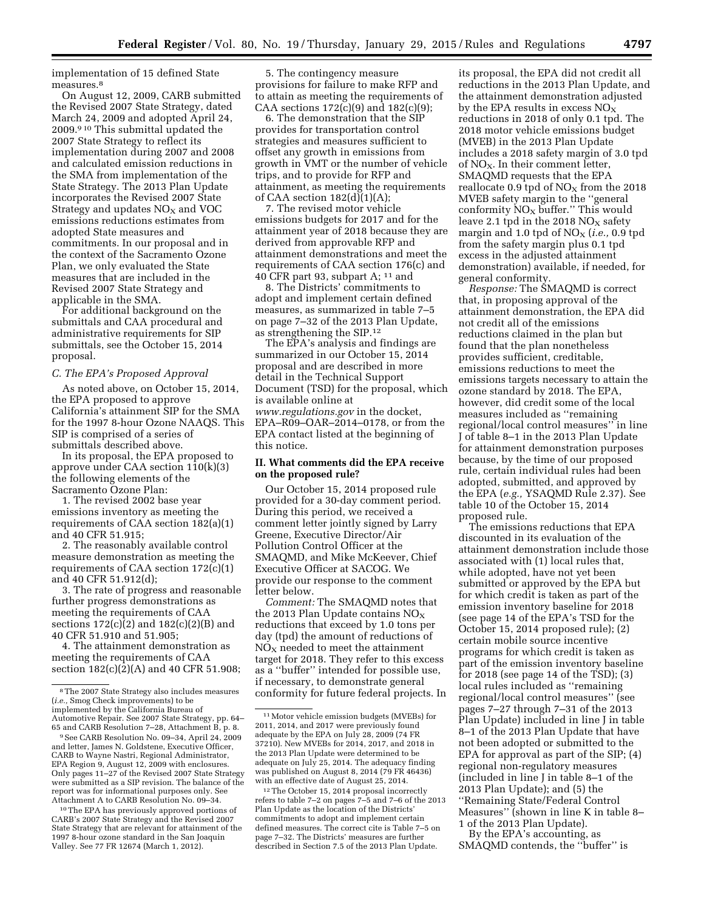implementation of 15 defined State measures.[8]

On August 12, 2009, CARB submitted the Revised 2007 State Strategy, dated March 24, 2009 and adopted April 24, 2009.[9] [10] This submittal updated the 2007 State Strategy to reflect its implementation during 2007 and 2008 and calculated emission reductions in the SMA from implementation of the State Strategy. The 2013 Plan Update incorporates the Revised 2007 State Strategy and updates $NO_X$ and VOC emissions reductions estimates from adopted State measures and commitments. In our proposal and in the context of the Sacramento Ozone Plan, we only evaluated the State measures that are included in the Revised 2007 State Strategy and applicable in the SMA.

For additional background on the submittals and CAA procedural and administrative requirements for SIP submittals, see the October 15, 2014 proposal.

### C. The EPA's Proposed Approval

As noted above, on October 15, 2014, the EPA proposed to approve California's attainment SIP for the SMA for the 1997 8-hour Ozone NAAQS. This SIP is comprised of a series of submittals described above.

In its proposal, the EPA proposed to approve under CAA section 110(k)(3) the following elements of the Sacramento Ozone Plan:

1. The revised 2002 base year emissions inventory as meeting the requirements of CAA section 182(a)(1) and 40 CFR 51.915;
2. The reasonably available control measure demonstration as meeting the requirements of CAA section 172(c)(1) and 40 CFR 51.912(d);
3. The rate of progress and reasonable further progress demonstrations as meeting the requirements of CAA sections 172(c)(2) and 182(c)(2)(B) and 40 CFR 51.910 and 51.905;
4. The attainment demonstration as meeting the requirements of CAA section 182(c)(2)(A) and 40 CFR 51.908;
5. The contingency measure provisions for failure to make RFP and to attain as meeting the requirements of CAA sections 172(c)(9) and 182(c)(9);
6. The demonstration that the SIP provides for transportation control strategies and measures sufficient to offset any growth in emissions from growth in VMT or the number of vehicle trips, and to provide for RFP and attainment, as meeting the requirements of CAA section 182(d)(1)(A);
7. The revised motor vehicle emissions budgets for 2017 and for the attainment year of 2018 because they are derived from approvable RFP and attainment demonstrations and meet the requirements of CAA section 176(c) and 40 CFR part 93, subpart A; [11] and
8. The Districts' commitments to adopt and implement certain defined measures, as summarized in table 7–5 on page 7–32 of the 2013 Plan Update, as strengthening the SIP.[12]

The EPA's analysis and findings are summarized in our October 15, 2014 proposal and are described in more detail in the Technical Support Document (TSD) for the proposal, which is available online at *www.regulations.gov* in the docket, EPA–R09–OAR–2014–0178, or from the EPA contact listed at the beginning of this notice.

## II. What comments did the EPA receive on the proposed rule?

Our October 15, 2014 proposed rule provided for a 30-day comment period. During this period, we received a comment letter jointly signed by Larry Greene, Executive Director/Air Pollution Control Officer at the SMAQMD, and Mike McKeever, Chief Executive Officer at SACOG. We provide our response to the comment letter below.

*Comment:* The SMAQMD notes that the 2013 Plan Update contains $NO_X$ reductions that exceed by 1.0 tons per day (tpd) the amount of reductions of $NO_X$ needed to meet the attainment target for 2018. They refer to this excess as a ''buffer'' intended for possible use, if necessary, to demonstrate general conformity for future federal projects. In its proposal, the EPA did not credit all reductions in the 2013 Plan Update, and the attainment demonstration adjusted by the EPA results in excess $NO_X$ reductions in 2018 of only 0.1 tpd. The 2018 motor vehicle emissions budget (MVEB) in the 2013 Plan Update includes a 2018 safety margin of 3.0 tpd of $NO_X$. In their comment letter, SMAQMD requests that the EPA reallocate 0.9 tpd of $NO_X$ from the 2018 MVEB safety margin to the ''general conformity $NO_X$ buffer.'' This would leave 2.1 tpd in the 2018 $NO_X$ safety margin and 1.0 tpd of $NO_X$ (*i.e.,* 0.9 tpd from the safety margin plus 0.1 tpd excess in the adjusted attainment demonstration) available, if needed, for general conformity.

*Response:* The SMAQMD is correct that, in proposing approval of the attainment demonstration, the EPA did not credit all of the emissions reductions claimed in the plan but found that the plan nonetheless provides sufficient, creditable, emissions reductions to meet the emissions targets necessary to attain the ozone standard by 2018. The EPA, however, did credit some of the local measures included as ''remaining regional/local control measures'' in line J of table 8–1 in the 2013 Plan Update for attainment demonstration purposes because, by the time of our proposed rule, certain individual rules had been adopted, submitted, and approved by the EPA (*e.g.,* YSAQMD Rule 2.37). See table 10 of the October 15, 2014 proposed rule.

The emissions reductions that EPA discounted in its evaluation of the attainment demonstration include those associated with (1) local rules that, while adopted, have not yet been submitted or approved by the EPA but for which credit is taken as part of the emission inventory baseline for 2018 (see page 14 of the EPA's TSD for the October 15, 2014 proposed rule); (2) certain mobile source incentive programs for which credit is taken as part of the emission inventory baseline for 2018 (see page 14 of the TSD); (3) local rules included as ''remaining regional/local control measures'' (see pages 7–27 through 7–31 of the 2013 Plan Update) included in line J in table 8–1 of the 2013 Plan Update that have not been adopted or submitted to the EPA for approval as part of the SIP; (4) regional non-regulatory measures (included in line J in table 8–1 of the 2013 Plan Update); and (5) the ''Remaining State/Federal Control Measures'' (shown in line K in table 8–1 of the 2013 Plan Update).

By the EPA's accounting, as SMAQMD contends, the ''buffer'' is

---

[8] The 2007 State Strategy also includes measures (*i.e.,* Smog Check improvements) to be implemented by the California Bureau of Automotive Repair. See 2007 State Strategy, pp. 64–65 and CARB Resolution 7–28, Attachment B, p. 8.

[9] See CARB Resolution No. 09–34, April 24, 2009 and letter, James N. Goldstene, Executive Officer, CARB to Wayne Nastri, Regional Administrator, EPA Region 9, August 12, 2009 with enclosures. Only pages 11–27 of the Revised 2007 State Strategy were submitted as a SIP revision. The balance of the report was for informational purposes only. See Attachment A to CARB Resolution No. 09–34.

[10] The EPA has previously approved portions of CARB's 2007 State Strategy and the Revised 2007 State Strategy that are relevant for attainment of the 1997 8-hour ozone standard in the San Joaquin Valley. See 77 FR 12674 (March 1, 2012).

[11] Motor vehicle emission budgets (MVEBs) for 2011, 2014, and 2017 were previously found adequate by the EPA on July 28, 2009 (74 FR 37210). New MVEBs for 2014, 2017, and 2018 in the 2013 Plan Update were determined to be adequate on July 25, 2014. The adequacy finding was published on August 8, 2014 (79 FR 46436) with an effective date of August 25, 2014.

[12] The October 15, 2014 proposal incorrectly refers to table 7–2 on pages 7–5 and 7–6 of the 2013 Plan Update as the location of the Districts' commitments to adopt and implement certain defined measures. The correct cite is Table 7–5 on page 7–32. The Districts' measures are further described in Section 7.5 of the 2013 Plan Update.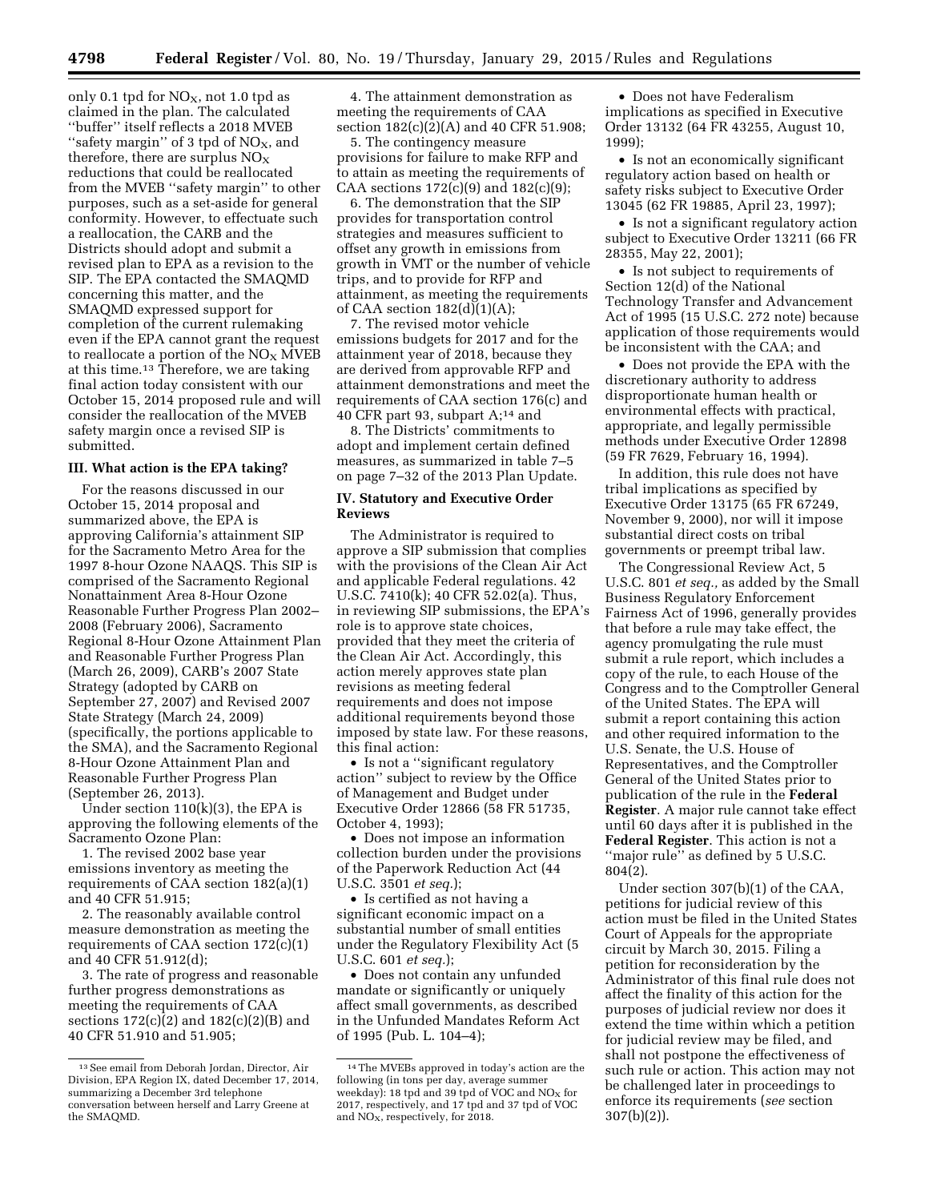only 0.1 tpd for $NO_X$, not 1.0 tpd as claimed in the plan. The calculated ''buffer'' itself reflects a 2018 MVEB ''safety margin'' of 3 tpd of $NO_X$, and therefore, there are surplus $NO_X$ reductions that could be reallocated from the MVEB ''safety margin'' to other purposes, such as a set-aside for general conformity. However, to effectuate such a reallocation, the CARB and the Districts should adopt and submit a revised plan to EPA as a revision to the SIP. The EPA contacted the SMAQMD concerning this matter, and the SMAQMD expressed support for completion of the current rulemaking even if the EPA cannot grant the request to reallocate a portion of the $NO_X$ MVEB at this time.[13] Therefore, we are taking final action today consistent with our October 15, 2014 proposed rule and will consider the reallocation of the MVEB safety margin once a revised SIP is submitted.

### III. What action is the EPA taking?

For the reasons discussed in our October 15, 2014 proposal and summarized above, the EPA is approving California's attainment SIP for the Sacramento Metro Area for the 1997 8-hour Ozone NAAQS. This SIP is comprised of the Sacramento Regional Nonattainment Area 8-Hour Ozone Reasonable Further Progress Plan 2002–2008 (February 2006), Sacramento Regional 8-Hour Ozone Attainment Plan and Reasonable Further Progress Plan (March 26, 2009), CARB's 2007 State Strategy (adopted by CARB on September 27, 2007) and Revised 2007 State Strategy (March 24, 2009) (specifically, the portions applicable to the SMA), and the Sacramento Regional 8-Hour Ozone Attainment Plan and Reasonable Further Progress Plan (September 26, 2013).

Under section 110(k)(3), the EPA is approving the following elements of the Sacramento Ozone Plan:

1. The revised 2002 base year emissions inventory as meeting the requirements of CAA section 182(a)(1) and 40 CFR 51.915;

2. The reasonably available control measure demonstration as meeting the requirements of CAA section 172(c)(1) and 40 CFR 51.912(d);

3. The rate of progress and reasonable further progress demonstrations as meeting the requirements of CAA sections 172(c)(2) and 182(c)(2)(B) and 40 CFR 51.910 and 51.905;

4. The attainment demonstration as meeting the requirements of CAA section 182(c)(2)(A) and 40 CFR 51.908;

5. The contingency measure provisions for failure to make RFP and to attain as meeting the requirements of CAA sections 172(c)(9) and 182(c)(9);

6. The demonstration that the SIP provides for transportation control strategies and measures sufficient to offset any growth in emissions from growth in VMT or the number of vehicle trips, and to provide for RFP and attainment, as meeting the requirements of CAA section 182(d)(1)(A);

7. The revised motor vehicle emissions budgets for 2017 and for the attainment year of 2018, because they are derived from approvable RFP and attainment demonstrations and meet the requirements of CAA section 176(c) and 40 CFR part 93, subpart A;[14] and

8. The Districts' commitments to adopt and implement certain defined measures, as summarized in table 7–5 on page 7–32 of the 2013 Plan Update.

### IV. Statutory and Executive Order Reviews

The Administrator is required to approve a SIP submission that complies with the provisions of the Clean Air Act and applicable Federal regulations. 42 U.S.C. 7410(k); 40 CFR 52.02(a). Thus, in reviewing SIP submissions, the EPA's role is to approve state choices, provided that they meet the criteria of the Clean Air Act. Accordingly, this action merely approves state plan revisions as meeting federal requirements and does not impose additional requirements beyond those imposed by state law. For these reasons, this final action:

- Is not a ''significant regulatory action'' subject to review by the Office of Management and Budget under Executive Order 12866 (58 FR 51735, October 4, 1993);
- Does not impose an information collection burden under the provisions of the Paperwork Reduction Act (44 U.S.C. 3501 *et seq.*);
- Is certified as not having a significant economic impact on a substantial number of small entities under the Regulatory Flexibility Act (5 U.S.C. 601 *et seq.*);
- Does not contain any unfunded mandate or significantly or uniquely affect small governments, as described in the Unfunded Mandates Reform Act of 1995 (Pub. L. 104–4);
- Does not have Federalism implications as specified in Executive Order 13132 (64 FR 43255, August 10, 1999);
- Is not an economically significant regulatory action based on health or safety risks subject to Executive Order 13045 (62 FR 19885, April 23, 1997);
- Is not a significant regulatory action subject to Executive Order 13211 (66 FR 28355, May 22, 2001);
- Is not subject to requirements of Section 12(d) of the National Technology Transfer and Advancement Act of 1995 (15 U.S.C. 272 note) because application of those requirements would be inconsistent with the CAA; and
- Does not provide the EPA with the discretionary authority to address disproportionate human health or environmental effects with practical, appropriate, and legally permissible methods under Executive Order 12898 (59 FR 7629, February 16, 1994).

In addition, this rule does not have tribal implications as specified by Executive Order 13175 (65 FR 67249, November 9, 2000), nor will it impose substantial direct costs on tribal governments or preempt tribal law.

The Congressional Review Act, 5 U.S.C. 801 *et seq.,* as added by the Small Business Regulatory Enforcement Fairness Act of 1996, generally provides that before a rule may take effect, the agency promulgating the rule must submit a rule report, which includes a copy of the rule, to each House of the Congress and to the Comptroller General of the United States. The EPA will submit a report containing this action and other required information to the U.S. Senate, the U.S. House of Representatives, and the Comptroller General of the United States prior to publication of the rule in the **Federal Register**. A major rule cannot take effect until 60 days after it is published in the **Federal Register**. This action is not a ''major rule'' as defined by 5 U.S.C. 804(2).

Under section 307(b)(1) of the CAA, petitions for judicial review of this action must be filed in the United States Court of Appeals for the appropriate circuit by March 30, 2015. Filing a petition for reconsideration by the Administrator of this final rule does not affect the finality of this action for the purposes of judicial review nor does it extend the time within which a petition for judicial review may be filed, and shall not postpone the effectiveness of such rule or action. This action may not be challenged later in proceedings to enforce its requirements (*see* section 307(b)(2)).

---

[13] See email from Deborah Jordan, Director, Air Division, EPA Region IX, dated December 17, 2014, summarizing a December 3rd telephone conversation between herself and Larry Greene at the SMAQMD.

[14] The MVEBs approved in today's action are the following (in tons per day, average summer weekday): 18 tpd and 39 tpd of VOC and $NO_X$ for 2017, respectively, and 17 tpd and 37 tpd of VOC and $NO_X$, respectively, for 2018.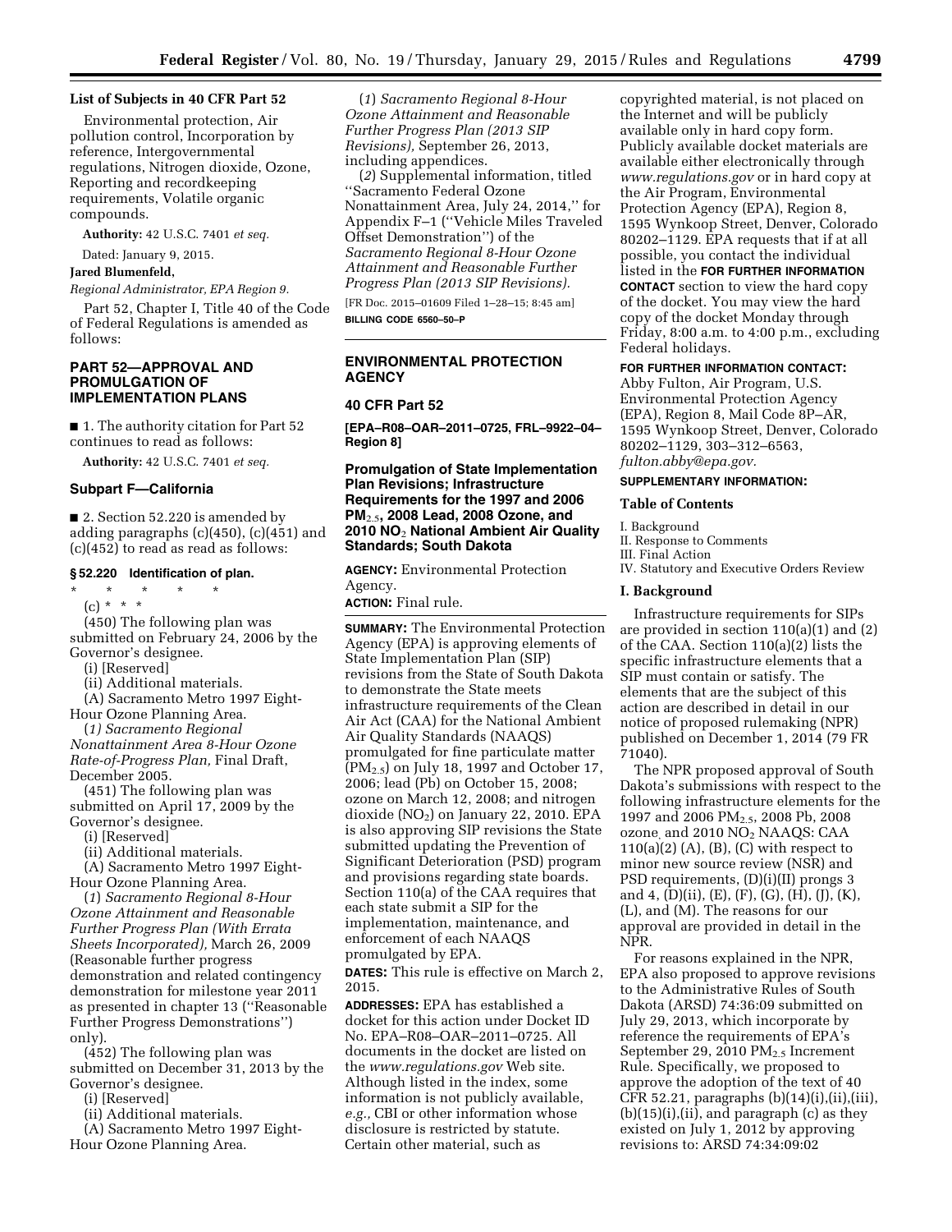**List of Subjects in 40 CFR Part 52**

Environmental protection, Air pollution control, Incorporation by reference, Intergovernmental regulations, Nitrogen dioxide, Ozone, Reporting and recordkeeping requirements, Volatile organic compounds.

**Authority:** 42 U.S.C. 7401 *et seq.*

Dated: January 9, 2015.

**Jared Blumenfeld,**

*Regional Administrator, EPA Region 9.*

Part 52, Chapter I, Title 40 of the Code of Federal Regulations is amended as follows:

## PART 52—APPROVAL AND PROMULGATION OF IMPLEMENTATION PLANS

■ 1. The authority citation for Part 52 continues to read as follows:

**Authority:** 42 U.S.C. 7401 *et seq.*

### Subpart F—California

■ 2. Section 52.220 is amended by adding paragraphs (c)(450), (c)(451) and (c)(452) to read as follows:

### § 52.220 Identification of plan.

\* \* \* \* \*

(c) \* \* \*

(450) The following plan was submitted on February 24, 2006 by the Governor's designee.

(i) [Reserved]

(ii) Additional materials.

(A) Sacramento Metro 1997 Eight-Hour Ozone Planning Area.

(*1*) *Sacramento Regional Nonattainment Area 8-Hour Ozone Rate-of-Progress Plan,* Final Draft, December 2005.

(451) The following plan was submitted on April 17, 2009 by the Governor's designee.

(i) [Reserved]

(ii) Additional materials.

(A) Sacramento Metro 1997 Eight-Hour Ozone Planning Area.

(*1*) *Sacramento Regional 8-Hour Ozone Attainment and Reasonable Further Progress Plan (With Errata Sheets Incorporated),* March 26, 2009 (Reasonable further progress demonstration and related contingency demonstration for milestone year 2011 as presented in chapter 13 (''Reasonable Further Progress Demonstrations'') only).

(452) The following plan was submitted on December 31, 2013 by the Governor's designee.

(i) [Reserved]

(ii) Additional materials.

(A) Sacramento Metro 1997 Eight-Hour Ozone Planning Area.

(*1*) *Sacramento Regional 8-Hour Ozone Attainment and Reasonable Further Progress Plan (2013 SIP Revisions),* September 26, 2013, including appendices.

(*2*) Supplemental information, titled ''Sacramento Federal Ozone Nonattainment Area, July 24, 2014,'' for Appendix F–1 (''Vehicle Miles Traveled Offset Demonstration'') of the *Sacramento Regional 8-Hour Ozone Attainment and Reasonable Further Progress Plan (2013 SIP Revisions).*

[FR Doc. 2015–01609 Filed 1–28–15; 8:45 am]

**BILLING CODE 6560–50–P**

## ENVIRONMENTAL PROTECTION AGENCY

### 40 CFR Part 52

**[EPA–R08–OAR–2011–0725, FRL–9922–04–Region 8]**

### Promulgation of State Implementation Plan Revisions; Infrastructure Requirements for the 1997 and 2006 $PM_{2.5}$, 2008 Lead, 2008 Ozone, and 2010 $NO_2$ National Ambient Air Quality Standards; South Dakota

**AGENCY:** Environmental Protection Agency.

**ACTION:** Final rule.

**SUMMARY:** The Environmental Protection Agency (EPA) is approving elements of State Implementation Plan (SIP) revisions from the State of South Dakota to demonstrate the State meets infrastructure requirements of the Clean Air Act (CAA) for the National Ambient Air Quality Standards (NAAQS) promulgated for fine particulate matter ($PM_{2.5}$) on July 18, 1997 and October 17, 2006; lead (Pb) on October 15, 2008; ozone on March 12, 2008; and nitrogen dioxide ($NO_2$) on January 22, 2010. EPA is also approving SIP revisions the State submitted updating the Prevention of Significant Deterioration (PSD) program and provisions regarding state boards. Section 110(a) of the CAA requires that each state submit a SIP for the implementation, maintenance, and enforcement of each NAAQS promulgated by EPA.

**DATES:** This rule is effective on March 2, 2015.

**ADDRESSES:** EPA has established a docket for this action under Docket ID No. EPA–R08–OAR–2011–0725. All documents in the docket are listed on the *www.regulations.gov* Web site. Although listed in the index, some information is not publicly available, *e.g.,* CBI or other information whose disclosure is restricted by statute. Certain other material, such as copyrighted material, is not placed on the Internet and will be publicly available only in hard copy form. Publicly available docket materials are available either electronically through *www.regulations.gov* or in hard copy at the Air Program, Environmental Protection Agency (EPA), Region 8, 1595 Wynkoop Street, Denver, Colorado 80202–1129. EPA requests that if at all possible, you contact the individual listed in the **FOR FURTHER INFORMATION CONTACT** section to view the hard copy of the docket. You may view the hard copy of the docket Monday through Friday, 8:00 a.m. to 4:00 p.m., excluding Federal holidays.

**FOR FURTHER INFORMATION CONTACT:** Abby Fulton, Air Program, U.S. Environmental Protection Agency (EPA), Region 8, Mail Code 8P–AR, 1595 Wynkoop Street, Denver, Colorado 80202–1129, 303–312–6563, *fulton.abby@epa.gov.*

**SUPPLEMENTARY INFORMATION:**

### Table of Contents

I. Background
II. Response to Comments
III. Final Action
IV. Statutory and Executive Orders Review

### I. Background

Infrastructure requirements for SIPs are provided in section 110(a)(1) and (2) of the CAA. Section 110(a)(2) lists the specific infrastructure elements that a SIP must contain or satisfy. The elements that are the subject of this action are described in detail in our notice of proposed rulemaking (NPR) published on December 1, 2014 (79 FR 71040).

The NPR proposed approval of South Dakota's submissions with respect to the following infrastructure elements for the 1997 and 2006 $PM_{2.5}$, 2008 Pb, 2008 ozone, and 2010 $NO_2$ NAAQS: CAA 110(a)(2) (A), (B), (C) with respect to minor new source review (NSR) and PSD requirements, (D)(i)(II) prongs 3 and 4, (D)(ii), (E), (F), (G), (H), (J), (K), (L), and (M). The reasons for our approval are provided in detail in the NPR.

For reasons explained in the NPR, EPA also proposed to approve revisions to the Administrative Rules of South Dakota (ARSD) 74:36:09 submitted on July 29, 2013, which incorporate by reference the requirements of EPA's September 29, 2010 $PM_{2.5}$ Increment Rule. Specifically, we proposed to approve the adoption of the text of 40 CFR 52.21, paragraphs (b)(14)(i),(ii),(iii), (b)(15)(i),(ii), and paragraph (c) as they existed on July 1, 2012 by approving revisions to: ARSD 74:34:09:02